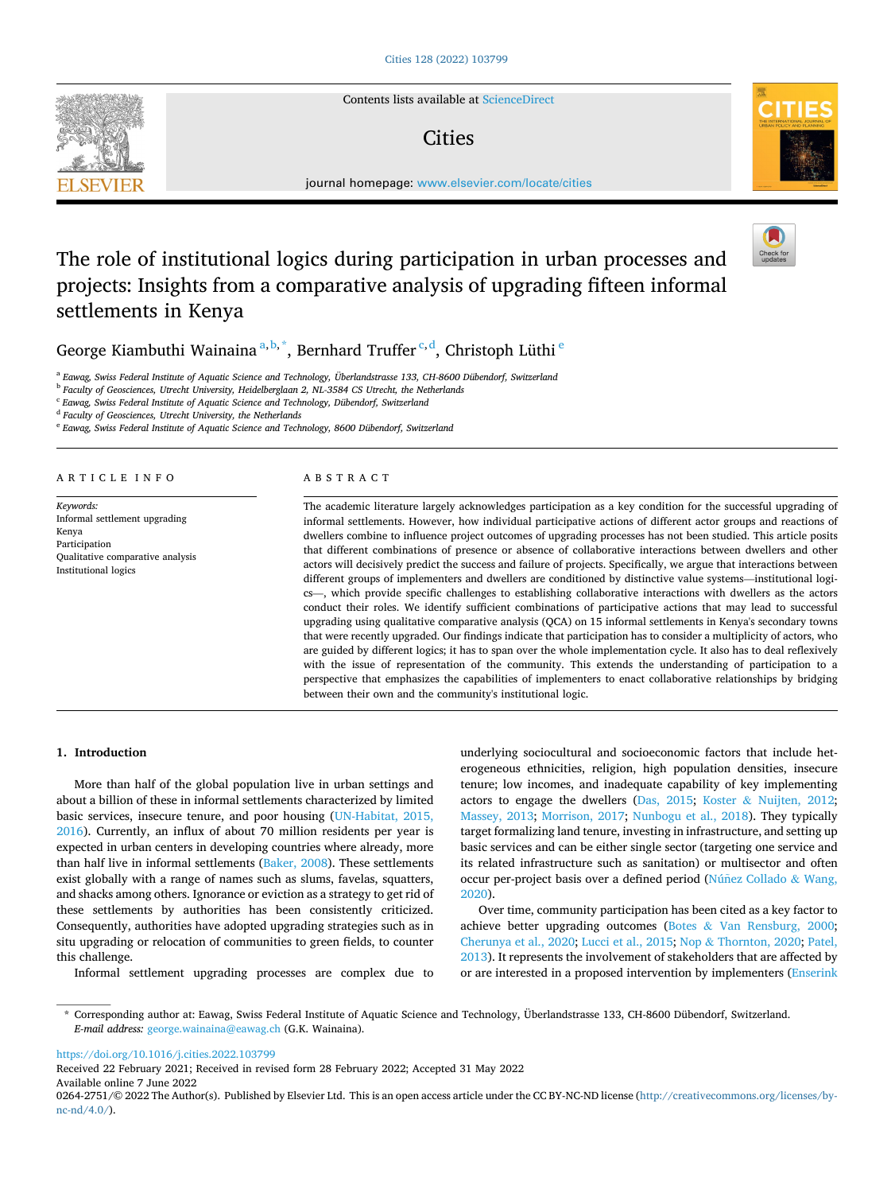# The role of institutional logics during participation in urban processes and projects: Insights from a comparative analysis of upgrading fifteen informal settlements in Kenya

George Kiambuthi Wainaina [a,b,*], Bernhard Truffer [c,d], Christoph Lüthi [e]

[a] Eawag, Swiss Federal Institute of Aquatic Science and Technology, Überlandstrasse 133, CH-8600 Dübendorf, Switzerland
[b] Faculty of Geosciences, Utrecht University, Heidelberglaan 2, NL-3584 CS Utrecht, the Netherlands
[c] Eawag, Swiss Federal Institute of Aquatic Science and Technology, Dübendorf, Switzerland
[d] Faculty of Geosciences, Utrecht University, the Netherlands
[e] Eawag, Swiss Federal Institute of Aquatic Science and Technology, 8600 Dübendorf, Switzerland

**ARTICLE INFO**

*Keywords:*
Informal settlement upgrading
Kenya
Participation
Qualitative comparative analysis
Institutional logics

**ABSTRACT**

The academic literature largely acknowledges participation as a key condition for the successful upgrading of informal settlements. However, how individual participative actions of different actor groups and reactions of dwellers combine to influence project outcomes of upgrading processes has not been studied. This article posits that different combinations of presence or absence of collaborative interactions between dwellers and other actors will decisively predict the success and failure of projects. Specifically, we argue that interactions between different groups of implementers and dwellers are conditioned by distinctive value systems—institutional logics—, which provide specific challenges to establishing collaborative interactions with dwellers as the actors conduct their roles. We identify sufficient combinations of participative actions that may lead to successful upgrading using qualitative comparative analysis (QCA) on 15 informal settlements in Kenya's secondary towns that were recently upgraded. Our findings indicate that participation has to consider a multiplicity of actors, who are guided by different logics; it has to span over the whole implementation cycle. It also has to deal reflexively with the issue of representation of the community. This extends the understanding of participation to a perspective that emphasizes the capabilities of implementers to enact collaborative relationships by bridging between their own and the community's institutional logic.

## 1. Introduction

More than half of the global population live in urban settings and about a billion of these in informal settlements characterized by limited basic services, insecure tenure, and poor housing (UN-Habitat, 2015, 2016). Currently, an influx of about 70 million residents per year is expected in urban centers in developing countries where already, more than half live in informal settlements (Baker, 2008). These settlements exist globally with a range of names such as slums, favelas, squatters, and shacks among others. Ignorance or eviction as a strategy to get rid of these settlements by authorities has been consistently criticized. Consequently, authorities have adopted upgrading strategies such as in situ upgrading or relocation of communities to green fields, to counter this challenge.

Informal settlement upgrading processes are complex due to underlying sociocultural and socioeconomic factors that include heterogeneous ethnicities, religion, high population densities, insecure tenure; low incomes, and inadequate capability of key implementing actors to engage the dwellers (Das, 2015; Koster & Nuijten, 2012; Massey, 2013; Morrison, 2017; Nunbogu et al., 2018). They typically target formalizing land tenure, investing in infrastructure, and setting up basic services and can be either single sector (targeting one service and its related infrastructure such as sanitation) or multisector and often occur per-project basis over a defined period (Núñez Collado & Wang, 2020).

Over time, community participation has been cited as a key factor to achieve better upgrading outcomes (Botes & Van Rensburg, 2000; Cherunya et al., 2020; Lucci et al., 2015; Nop & Thornton, 2020; Patel, 2013). It represents the involvement of stakeholders that are affected by or are interested in a proposed intervention by implementers (Enserink

\* Corresponding author at: Eawag, Swiss Federal Institute of Aquatic Science and Technology, Überlandstrasse 133, CH-8600 Dübendorf, Switzerland.
*E-mail address:* george.wainaina@eawag.ch (G.K. Wainaina).

https://doi.org/10.1016/j.cities.2022.103799
Received 22 February 2021; Received in revised form 28 February 2022; Accepted 31 May 2022
Available online 7 June 2022
0264-2751/© 2022 The Author(s). Published by Elsevier Ltd. This is an open access article under the CC BY-NC-ND license (http://creativecommons.org/licenses/by-nc-nd/4.0/).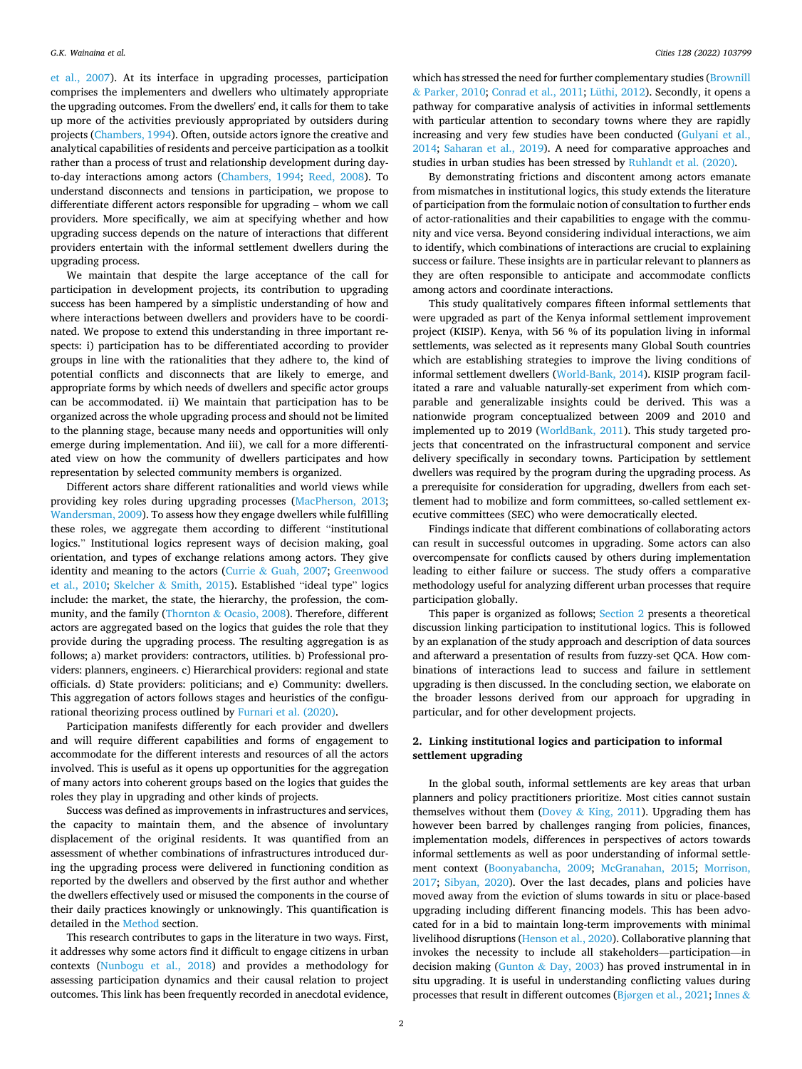et al., 2007). At its interface in upgrading processes, participation comprises the implementers and dwellers who ultimately appropriate the upgrading outcomes. From the dwellers' end, it calls for them to take up more of the activities previously appropriated by outsiders during projects (Chambers, 1994). Often, outside actors ignore the creative and analytical capabilities of residents and perceive participation as a toolkit rather than a process of trust and relationship development during day-to-day interactions among actors (Chambers, 1994; Reed, 2008). To understand disconnects and tensions in participation, we propose to differentiate different actors responsible for upgrading – whom we call providers. More specifically, we aim at specifying whether and how upgrading success depends on the nature of interactions that different providers entertain with the informal settlement dwellers during the upgrading process.

We maintain that despite the large acceptance of the call for participation in development projects, its contribution to upgrading success has been hampered by a simplistic understanding of how and where interactions between dwellers and providers have to be coordinated. We propose to extend this understanding in three important respects: i) participation has to be differentiated according to provider groups in line with the rationalities that they adhere to, the kind of potential conflicts and disconnects that are likely to emerge, and appropriate forms by which needs of dwellers and specific actor groups can be accommodated. ii) We maintain that participation has to be organized across the whole upgrading process and should not be limited to the planning stage, because many needs and opportunities will only emerge during implementation. And iii), we call for a more differentiated view on how the community of dwellers participates and how representation by selected community members is organized.

Different actors share different rationalities and world views while providing key roles during upgrading processes (MacPherson, 2013; Wandersman, 2009). To assess how they engage dwellers while fulfilling these roles, we aggregate them according to different "institutional logics." Institutional logics represent ways of decision making, goal orientation, and types of exchange relations among actors. They give identity and meaning to the actors (Currie & Guah, 2007; Greenwood et al., 2010; Skelcher & Smith, 2015). Established "ideal type" logics include: the market, the state, the hierarchy, the profession, the community, and the family (Thornton & Ocasio, 2008). Therefore, different actors are aggregated based on the logics that guides the role that they provide during the upgrading process. The resulting aggregation is as follows; a) market providers: contractors, utilities. b) Professional providers: planners, engineers. c) Hierarchical providers: regional and state officials. d) State providers: politicians; and e) Community: dwellers. This aggregation of actors follows stages and heuristics of the configurational theorizing process outlined by Furnari et al. (2020).

Participation manifests differently for each provider and dwellers and will require different capabilities and forms of engagement to accommodate for the different interests and resources of all the actors involved. This is useful as it opens up opportunities for the aggregation of many actors into coherent groups based on the logics that guides the roles they play in upgrading and other kinds of projects.

Success was defined as improvements in infrastructures and services, the capacity to maintain them, and the absence of involuntary displacement of the original residents. It was quantified from an assessment of whether combinations of infrastructures introduced during the upgrading process were delivered in functioning condition as reported by the dwellers and observed by the first author and whether the dwellers effectively used or misused the components in the course of their daily practices knowingly or unknowingly. This quantification is detailed in the Method section.

This research contributes to gaps in the literature in two ways. First, it addresses why some actors find it difficult to engage citizens in urban contexts (Nunbogu et al., 2018) and provides a methodology for assessing participation dynamics and their causal relation to project outcomes. This link has been frequently recorded in anecdotal evidence, which has stressed the need for further complementary studies (Brownill & Parker, 2010; Conrad et al., 2011; Lüthi, 2012). Secondly, it opens a pathway for comparative analysis of activities in informal settlements with particular attention to secondary towns where they are rapidly increasing and very few studies have been conducted (Gulyani et al., 2014; Saharan et al., 2019). A need for comparative approaches and studies in urban studies has been stressed by Ruhlandt et al. (2020).

By demonstrating frictions and discontent among actors emanate from mismatches in institutional logics, this study extends the literature of participation from the formulaic notion of consultation to further ends of actor-rationalities and their capabilities to engage with the community and vice versa. Beyond considering individual interactions, we aim to identify, which combinations of interactions are crucial to explaining success or failure. These insights are in particular relevant to planners as they are often responsible to anticipate and accommodate conflicts among actors and coordinate interactions.

This study qualitatively compares fifteen informal settlements that were upgraded as part of the Kenya informal settlement improvement project (KISIP). Kenya, with 56 % of its population living in informal settlements, was selected as it represents many Global South countries which are establishing strategies to improve the living conditions of informal settlement dwellers (World-Bank, 2014). KISIP program facilitated a rare and valuable naturally-set experiment from which comparable and generalizable insights could be derived. This was a nationwide program conceptualized between 2009 and 2010 and implemented up to 2019 (WorldBank, 2011). This study targeted projects that concentrated on the infrastructural component and service delivery specifically in secondary towns. Participation by settlement dwellers was required by the program during the upgrading process. As a prerequisite for consideration for upgrading, dwellers from each settlement had to mobilize and form committees, so-called settlement executive committees (SEC) who were democratically elected.

Findings indicate that different combinations of collaborating actors can result in successful outcomes in upgrading. Some actors can also overcompensate for conflicts caused by others during implementation leading to either failure or success. The study offers a comparative methodology useful for analyzing different urban processes that require participation globally.

This paper is organized as follows; Section 2 presents a theoretical discussion linking participation to institutional logics. This is followed by an explanation of the study approach and description of data sources and afterward a presentation of results from fuzzy-set QCA. How combinations of interactions lead to success and failure in settlement upgrading is then discussed. In the concluding section, we elaborate on the broader lessons derived from our approach for upgrading in particular, and for other development projects.

## 2. Linking institutional logics and participation to informal settlement upgrading

In the global south, informal settlements are key areas that urban planners and policy practitioners prioritize. Most cities cannot sustain themselves without them (Dovey & King, 2011). Upgrading them has however been barred by challenges ranging from policies, finances, implementation models, differences in perspectives of actors towards informal settlements as well as poor understanding of informal settlement context (Boonyabancha, 2009; McGranahan, 2015; Morrison, 2017; Sibyan, 2020). Over the last decades, plans and policies have moved away from the eviction of slums towards in situ or place-based upgrading including different financing models. This has been advocated for in a bid to maintain long-term improvements with minimal livelihood disruptions (Henson et al., 2020). Collaborative planning that invokes the necessity to include all stakeholders—participation—in decision making (Gunton & Day, 2003) has proved instrumental in in situ upgrading. It is useful in understanding conflicting values during processes that result in different outcomes (Bjørgen et al., 2021; Innes &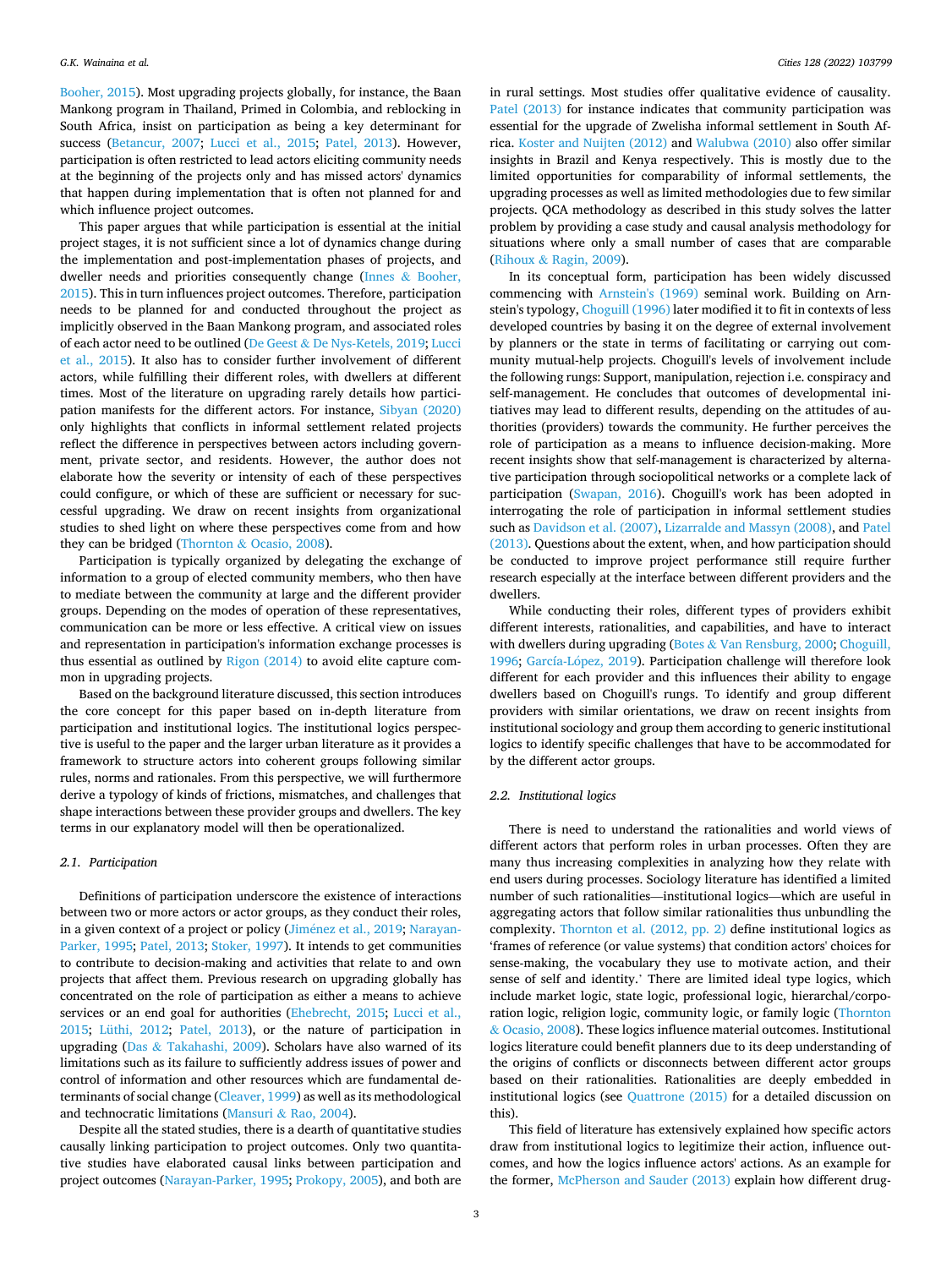Booher, 2015). Most upgrading projects globally, for instance, the Baan Mankong program in Thailand, Primed in Colombia, and reblocking in South Africa, insist on participation as being a key determinant for success (Betancur, 2007; Lucci et al., 2015; Patel, 2013). However, participation is often restricted to lead actors eliciting community needs at the beginning of the projects only and has missed actors' dynamics that happen during implementation that is often not planned for and which influence project outcomes.

This paper argues that while participation is essential at the initial project stages, it is not sufficient since a lot of dynamics change during the implementation and post-implementation phases of projects, and dweller needs and priorities consequently change (Innes & Booher, 2015). This in turn influences project outcomes. Therefore, participation needs to be planned for and conducted throughout the project as implicitly observed in the Baan Mankong program, and associated roles of each actor need to be outlined (De Geest & De Nys-Ketels, 2019; Lucci et al., 2015). It also has to consider further involvement of different actors, while fulfilling their different roles, with dwellers at different times. Most of the literature on upgrading rarely details how participation manifests for the different actors. For instance, Sibyan (2020) only highlights that conflicts in informal settlement related projects reflect the difference in perspectives between actors including government, private sector, and residents. However, the author does not elaborate how the severity or intensity of each of these perspectives could configure, or which of these are sufficient or necessary for successful upgrading. We draw on recent insights from organizational studies to shed light on where these perspectives come from and how they can be bridged (Thornton & Ocasio, 2008).

Participation is typically organized by delegating the exchange of information to a group of elected community members, who then have to mediate between the community at large and the different provider groups. Depending on the modes of operation of these representatives, communication can be more or less effective. A critical view on issues and representation in participation's information exchange processes is thus essential as outlined by Rigon (2014) to avoid elite capture common in upgrading projects.

Based on the background literature discussed, this section introduces the core concept for this paper based on in-depth literature from participation and institutional logics. The institutional logics perspective is useful to the paper and the larger urban literature as it provides a framework to structure actors into coherent groups following similar rules, norms and rationales. From this perspective, we will furthermore derive a typology of kinds of frictions, mismatches, and challenges that shape interactions between these provider groups and dwellers. The key terms in our explanatory model will then be operationalized.

### 2.1. Participation

Definitions of participation underscore the existence of interactions between two or more actors or actor groups, as they conduct their roles, in a given context of a project or policy (Jiménez et al., 2019; Narayan-Parker, 1995; Patel, 2013; Stoker, 1997). It intends to get communities to contribute to decision-making and activities that relate to and own projects that affect them. Previous research on upgrading globally has concentrated on the role of participation as either a means to achieve services or an end goal for authorities (Ehebrecht, 2015; Lucci et al., 2015; Lüthi, 2012; Patel, 2013), or the nature of participation in upgrading (Das & Takahashi, 2009). Scholars have also warned of its limitations such as its failure to sufficiently address issues of power and control of information and other resources which are fundamental determinants of social change (Cleaver, 1999) as well as its methodological and technocratic limitations (Mansuri & Rao, 2004).

Despite all the stated studies, there is a dearth of quantitative studies causally linking participation to project outcomes. Only two quantitative studies have elaborated causal links between participation and project outcomes (Narayan-Parker, 1995; Prokopy, 2005), and both are in rural settings. Most studies offer qualitative evidence of causality. Patel (2013) for instance indicates that community participation was essential for the upgrade of Zwelisha informal settlement in South Africa. Koster and Nuijten (2012) and Walubwa (2010) also offer similar insights in Brazil and Kenya respectively. This is mostly due to the limited opportunities for comparability of informal settlements, the upgrading processes as well as limited methodologies due to few similar projects. QCA methodology as described in this study solves the latter problem by providing a case study and causal analysis methodology for situations where only a small number of cases that are comparable (Rihoux & Ragin, 2009).

In its conceptual form, participation has been widely discussed commencing with Arnstein's (1969) seminal work. Building on Arnstein's typology, Choguill (1996) later modified it to fit in contexts of less developed countries by basing it on the degree of external involvement by planners or the state in terms of facilitating or carrying out community mutual-help projects. Choguill's levels of involvement include the following rungs: Support, manipulation, rejection i.e. conspiracy and self-management. He concludes that outcomes of developmental initiatives may lead to different results, depending on the attitudes of authorities (providers) towards the community. He further perceives the role of participation as a means to influence decision-making. More recent insights show that self-management is characterized by alternative participation through sociopolitical networks or a complete lack of participation (Swapan, 2016). Choguill's work has been adopted in interrogating the role of participation in informal settlement studies such as Davidson et al. (2007), Lizarralde and Massyn (2008), and Patel (2013). Questions about the extent, when, and how participation should be conducted to improve project performance still require further research especially at the interface between different providers and the dwellers.

While conducting their roles, different types of providers exhibit different interests, rationalities, and capabilities, and have to interact with dwellers during upgrading (Botes & Van Rensburg, 2000; Choguill, 1996; García-López, 2019). Participation challenge will therefore look different for each provider and this influences their ability to engage dwellers based on Choguill's rungs. To identify and group different providers with similar orientations, we draw on recent insights from institutional sociology and group them according to generic institutional logics to identify specific challenges that have to be accommodated for by the different actor groups.

### 2.2. Institutional logics

There is need to understand the rationalities and world views of different actors that perform roles in urban processes. Often they are many thus increasing complexities in analyzing how they relate with end users during processes. Sociology literature has identified a limited number of such rationalities—institutional logics—which are useful in aggregating actors that follow similar rationalities thus unbundling the complexity. Thornton et al. (2012, pp. 2) define institutional logics as 'frames of reference (or value systems) that condition actors' choices for sense-making, the vocabulary they use to motivate action, and their sense of self and identity.' There are limited ideal type logics, which include market logic, state logic, professional logic, hierarchal/corporation logic, religion logic, community logic, or family logic (Thornton & Ocasio, 2008). These logics influence material outcomes. Institutional logics literature could benefit planners due to its deep understanding of the origins of conflicts or disconnects between different actor groups based on their rationalities. Rationalities are deeply embedded in institutional logics (see Quattrone (2015) for a detailed discussion on this).

This field of literature has extensively explained how specific actors draw from institutional logics to legitimize their action, influence outcomes, and how the logics influence actors' actions. As an example for the former, McPherson and Sauder (2013) explain how different drug-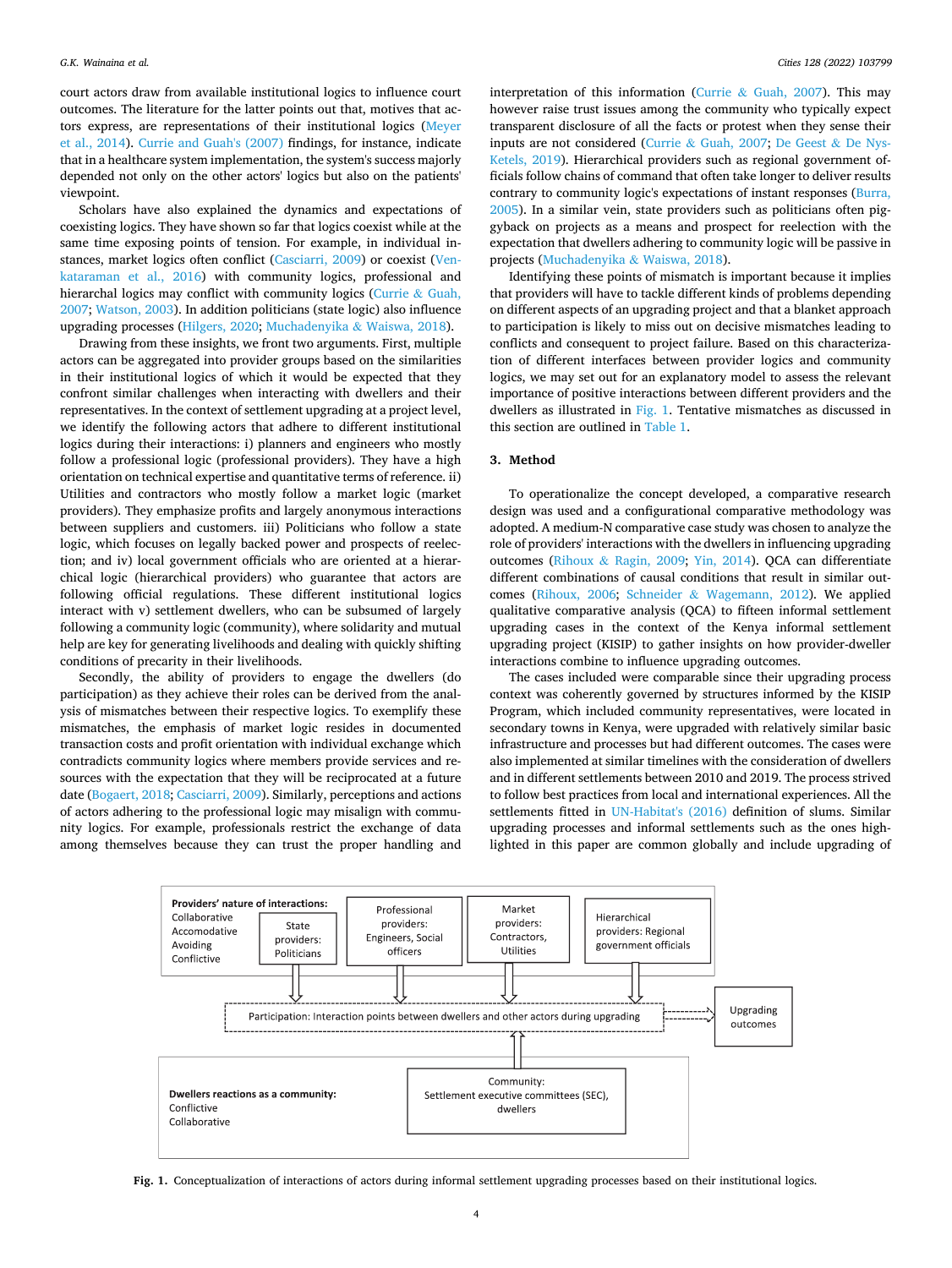court actors draw from available institutional logics to influence court outcomes. The literature for the latter points out that, motives that actors express, are representations of their institutional logics (Meyer et al., 2014). Currie and Guah's (2007) findings, for instance, indicate that in a healthcare system implementation, the system's success majorly depended not only on the other actors' logics but also on the patients' viewpoint.

Scholars have also explained the dynamics and expectations of coexisting logics. They have shown so far that logics coexist while at the same time exposing points of tension. For example, in individual instances, market logics often conflict (Casciarri, 2009) or coexist (Venkataraman et al., 2016) with community logics, professional and hierarchal logics may conflict with community logics (Currie & Guah, 2007; Watson, 2003). In addition politicians (state logic) also influence upgrading processes (Hilgers, 2020; Muchadenyika & Waiswa, 2018).

Drawing from these insights, we front two arguments. First, multiple actors can be aggregated into provider groups based on the similarities in their institutional logics of which it would be expected that they confront similar challenges when interacting with dwellers and their representatives. In the context of settlement upgrading at a project level, we identify the following actors that adhere to different institutional logics during their interactions: i) planners and engineers who mostly follow a professional logic (professional providers). They have a high orientation on technical expertise and quantitative terms of reference. ii) Utilities and contractors who mostly follow a market logic (market providers). They emphasize profits and largely anonymous interactions between suppliers and customers. iii) Politicians who follow a state logic, which focuses on legally backed power and prospects of reelection; and iv) local government officials who are oriented at a hierarchical logic (hierarchical providers) who guarantee that actors are following official regulations. These different institutional logics interact with v) settlement dwellers, who can be subsumed of largely following a community logic (community), where solidarity and mutual help are key for generating livelihoods and dealing with quickly shifting conditions of precarity in their livelihoods.

Secondly, the ability of providers to engage the dwellers (do participation) as they achieve their roles can be derived from the analysis of mismatches between their respective logics. To exemplify these mismatches, the emphasis of market logic resides in documented transaction costs and profit orientation with individual exchange which contradicts community logics where members provide services and resources with the expectation that they will be reciprocated at a future date (Bogaert, 2018; Casciarri, 2009). Similarly, perceptions and actions of actors adhering to the professional logic may misalign with community logics. For example, professionals restrict the exchange of data among themselves because they can trust the proper handling and interpretation of this information (Currie & Guah, 2007). This may however raise trust issues among the community who typically expect transparent disclosure of all the facts or protest when they sense their inputs are not considered (Currie & Guah, 2007; De Geest & De Nys-Ketels, 2019). Hierarchical providers such as regional government officials follow chains of command that often take longer to deliver results contrary to community logic's expectations of instant responses (Burra, 2005). In a similar vein, state providers such as politicians often piggyback on projects as a means and prospect for reelection with the expectation that dwellers adhering to community logic will be passive in projects (Muchadenyika & Waiswa, 2018).

Identifying these points of mismatch is important because it implies that providers will have to tackle different kinds of problems depending on different aspects of an upgrading project and that a blanket approach to participation is likely to miss out on decisive mismatches leading to conflicts and consequent to project failure. Based on this characterization of different interfaces between provider logics and community logics, we may set out for an explanatory model to assess the relevant importance of positive interactions between different providers and the dwellers as illustrated in Fig. 1. Tentative mismatches as discussed in this section are outlined in Table 1.

## 3. Method

To operationalize the concept developed, a comparative research design was used and a configurational comparative methodology was adopted. A medium-N comparative case study was chosen to analyze the role of providers' interactions with the dwellers in influencing upgrading outcomes (Rihoux & Ragin, 2009; Yin, 2014). QCA can differentiate different combinations of causal conditions that result in similar outcomes (Rihoux, 2006; Schneider & Wagemann, 2012). We applied qualitative comparative analysis (QCA) to fifteen informal settlement upgrading cases in the context of the Kenya informal settlement upgrading project (KISIP) to gather insights on how provider-dweller interactions combine to influence upgrading outcomes.

The cases included were comparable since their upgrading process context was coherently governed by structures informed by the KISIP Program, which included community representatives, were located in secondary towns in Kenya, were upgraded with relatively similar basic infrastructure and processes but had different outcomes. The cases were also implemented at similar timelines with the consideration of dwellers and in different settlements between 2010 and 2019. The process strived to follow best practices from local and international experiences. All the settlements fitted in UN-Habitat's (2016) definition of slums. Similar upgrading processes and informal settlements such as the ones highlighted in this paper are common globally and include upgrading of

**Fig. 1.** Conceptualization of interactions of actors during informal settlement upgrading processes based on their institutional logics.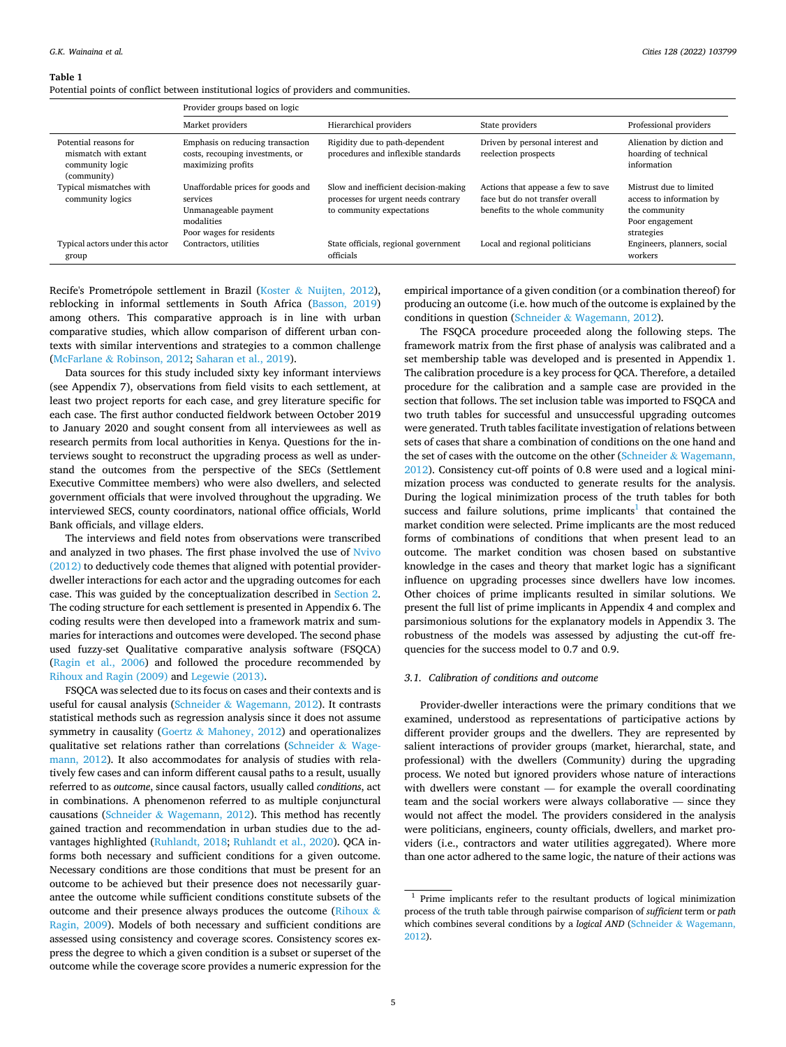**Table 1**
Potential points of conflict between institutional logics of providers and communities.

| | Provider groups based on logic | | | |
|---|---|---|---|---|
| | Market providers | Hierarchical providers | State providers | Professional providers |
| Potential reasons for mismatch with extant community logic (community) | Emphasis on reducing transaction costs, recouping investments, or maximizing profits | Rigidity due to path-dependent procedures and inflexible standards | Driven by personal interest and reelection prospects | Alienation by diction and hoarding of technical information |
| Typical mismatches with community logics | Unaffordable prices for goods and services<br>Unmanageable payment modalities<br>Poor wages for residents | Slow and inefficient decision-making processes for urgent needs contrary to community expectations | Actions that appease a few to save face but do not transfer overall benefits to the whole community | Mistrust due to limited access to information by the community<br>Poor engagement strategies |
| Typical actors under this actor group | Contractors, utilities | State officials, regional government officials | Local and regional politicians | Engineers, planners, social workers |

Recife's Prometrópole settlement in Brazil (Koster & Nuijten, 2012), reblocking in informal settlements in South Africa (Basson, 2019) among others. This comparative approach is in line with urban comparative studies, which allow comparison of different urban contexts with similar interventions and strategies to a common challenge (McFarlane & Robinson, 2012; Saharan et al., 2019).

Data sources for this study included sixty key informant interviews (see Appendix 7), observations from field visits to each settlement, at least two project reports for each case, and grey literature specific for each case. The first author conducted fieldwork between October 2019 to January 2020 and sought consent from all interviewees as well as research permits from local authorities in Kenya. Questions for the interviews sought to reconstruct the upgrading process as well as understand the outcomes from the perspective of the SECs (Settlement Executive Committee members) who were also dwellers, and selected government officials that were involved throughout the upgrading. We interviewed SECS, county coordinators, national office officials, World Bank officials, and village elders.

The interviews and field notes from observations were transcribed and analyzed in two phases. The first phase involved the use of Nvivo (2012) to deductively code themes that aligned with potential provider-dweller interactions for each actor and the upgrading outcomes for each case. This was guided by the conceptualization described in Section 2. The coding structure for each settlement is presented in Appendix 6. The coding results were then developed into a framework matrix and summaries for interactions and outcomes were developed. The second phase used fuzzy-set Qualitative comparative analysis software (FSQCA) (Ragin et al., 2006) and followed the procedure recommended by Rihoux and Ragin (2009) and Legewie (2013).

FSQCA was selected due to its focus on cases and their contexts and is useful for causal analysis (Schneider & Wagemann, 2012). It contrasts statistical methods such as regression analysis since it does not assume symmetry in causality (Goertz & Mahoney, 2012) and operationalizes qualitative set relations rather than correlations (Schneider & Wagemann, 2012). It also accommodates for analysis of studies with relatively few cases and can inform different causal paths to a result, usually referred to as *outcome*, since causal factors, usually called *conditions*, act in combinations. A phenomenon referred to as multiple conjunctural causations (Schneider & Wagemann, 2012). This method has recently gained traction and recommendation in urban studies due to the advantages highlighted (Ruhlandt, 2018; Ruhlandt et al., 2020). QCA informs both necessary and sufficient conditions for a given outcome. Necessary conditions are those conditions that must be present for an outcome to be achieved but their presence does not necessarily guarantee the outcome while sufficient conditions constitute subsets of the outcome and their presence always produces the outcome (Rihoux & Ragin, 2009). Models of both necessary and sufficient conditions are assessed using consistency and coverage scores. Consistency scores express the degree to which a given condition is a subset or superset of the outcome while the coverage score provides a numeric expression for the empirical importance of a given condition (or a combination thereof) for producing an outcome (i.e. how much of the outcome is explained by the conditions in question (Schneider & Wagemann, 2012).

The FSQCA procedure proceeded along the following steps. The framework matrix from the first phase of analysis was calibrated and a set membership table was developed and is presented in Appendix 1. The calibration procedure is a key process for QCA. Therefore, a detailed procedure for the calibration and a sample case are provided in the section that follows. The set inclusion table was imported to FSQCA and two truth tables for successful and unsuccessful upgrading outcomes were generated. Truth tables facilitate investigation of relations between sets of cases that share a combination of conditions on the one hand and the set of cases with the outcome on the other (Schneider & Wagemann, 2012). Consistency cut-off points of 0.8 were used and a logical minimization process was conducted to generate results for the analysis. During the logical minimization process of the truth tables for both success and failure solutions, prime implicants[1] that contained the market condition were selected. Prime implicants are the most reduced forms of combinations of conditions that when present lead to an outcome. The market condition was chosen based on substantive knowledge in the cases and theory that market logic has a significant influence on upgrading processes since dwellers have low incomes. Other choices of prime implicants resulted in similar solutions. We present the full list of prime implicants in Appendix 4 and complex and parsimonious solutions for the explanatory models in Appendix 3. The robustness of the models was assessed by adjusting the cut-off frequencies for the success model to 0.7 and 0.9.

### 3.1. Calibration of conditions and outcome

Provider-dweller interactions were the primary conditions that we examined, understood as representations of participative actions by different provider groups and the dwellers. They are represented by salient interactions of provider groups (market, hierarchal, state, and professional) with the dwellers (Community) during the upgrading process. We noted but ignored providers whose nature of interactions with dwellers were constant — for example the overall coordinating team and the social workers were always collaborative — since they would not affect the model. The providers considered in the analysis were politicians, engineers, county officials, dwellers, and market providers (i.e., contractors and water utilities aggregated). Where more than one actor adhered to the same logic, the nature of their actions was

[1] Prime implicants refer to the resultant products of logical minimization process of the truth table through pairwise comparison of *sufficient* term or *path* which combines several conditions by a *logical AND* (Schneider & Wagemann, 2012).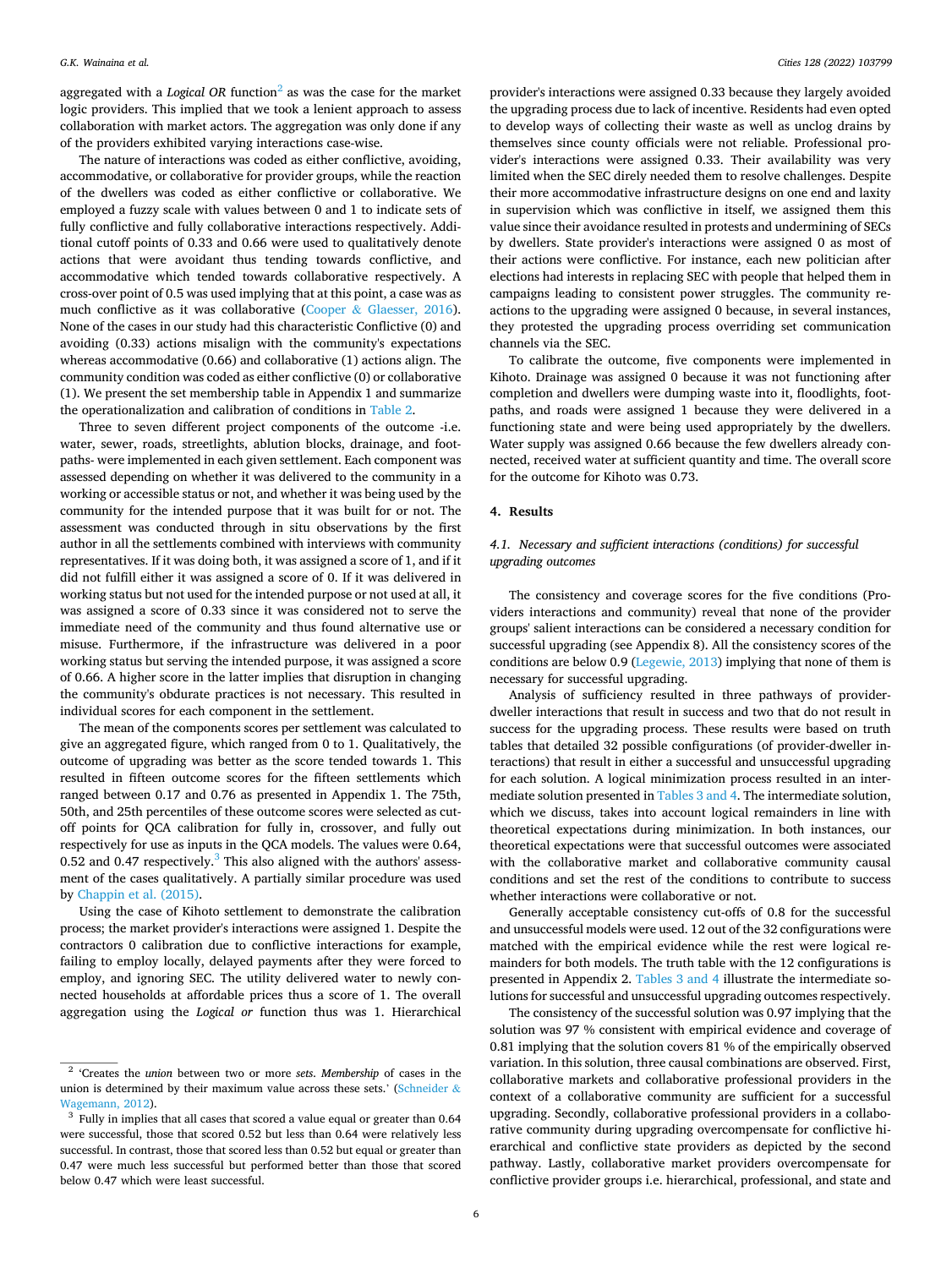aggregated with a *Logical OR* function[2] as was the case for the market logic providers. This implied that we took a lenient approach to assess collaboration with market actors. The aggregation was only done if any of the providers exhibited varying interactions case-wise.

The nature of interactions was coded as either conflictive, avoiding, accommodative, or collaborative for provider groups, while the reaction of the dwellers was coded as either conflictive or collaborative. We employed a fuzzy scale with values between 0 and 1 to indicate sets of fully conflictive and fully collaborative interactions respectively. Additional cutoff points of 0.33 and 0.66 were used to qualitatively denote actions that were avoidant thus tending towards conflictive, and accommodative which tended towards collaborative respectively. A cross-over point of 0.5 was used implying that at this point, a case was as much conflictive as it was collaborative (Cooper & Glaesser, 2016). None of the cases in our study had this characteristic Conflictive (0) and avoiding (0.33) actions misalign with the community's expectations whereas accommodative (0.66) and collaborative (1) actions align. The community condition was coded as either conflictive (0) or collaborative (1). We present the set membership table in Appendix 1 and summarize the operationalization and calibration of conditions in Table 2.

Three to seven different project components of the outcome -i.e. water, sewer, roads, streetlights, ablution blocks, drainage, and footpaths- were implemented in each given settlement. Each component was assessed depending on whether it was delivered to the community in a working or accessible status or not, and whether it was being used by the community for the intended purpose that it was built for or not. The assessment was conducted through in situ observations by the first author in all the settlements combined with interviews with community representatives. If it was doing both, it was assigned a score of 1, and if it did not fulfill either it was assigned a score of 0. If it was delivered in working status but not used for the intended purpose or not used at all, it was assigned a score of 0.33 since it was considered not to serve the immediate need of the community and thus found alternative use or misuse. Furthermore, if the infrastructure was delivered in a poor working status but serving the intended purpose, it was assigned a score of 0.66. A higher score in the latter implies that disruption in changing the community's obdurate practices is not necessary. This resulted in individual scores for each component in the settlement.

The mean of the components scores per settlement was calculated to give an aggregated figure, which ranged from 0 to 1. Qualitatively, the outcome of upgrading was better as the score tended towards 1. This resulted in fifteen outcome scores for the fifteen settlements which ranged between 0.17 and 0.76 as presented in Appendix 1. The 75th, 50th, and 25th percentiles of these outcome scores were selected as cutoff points for QCA calibration for fully in, crossover, and fully out respectively for use as inputs in the QCA models. The values were 0.64, 0.52 and 0.47 respectively.[3] This also aligned with the authors' assessment of the cases qualitatively. A partially similar procedure was used by Chappin et al. (2015).

Using the case of Kihoto settlement to demonstrate the calibration process; the market provider's interactions were assigned 1. Despite the contractors 0 calibration due to conflictive interactions for example, failing to employ locally, delayed payments after they were forced to employ, and ignoring SEC. The utility delivered water to newly connected households at affordable prices thus a score of 1. The overall aggregation using the *Logical or* function thus was 1. Hierarchical provider's interactions were assigned 0.33 because they largely avoided the upgrading process due to lack of incentive. Residents had even opted to develop ways of collecting their waste as well as unclog drains by themselves since county officials were not reliable. Professional provider's interactions were assigned 0.33. Their availability was very limited when the SEC direly needed them to resolve challenges. Despite their more accommodative infrastructure designs on one end and laxity in supervision which was conflictive in itself, we assigned them this value since their avoidance resulted in protests and undermining of SECs by dwellers. State provider's interactions were assigned 0 as most of their actions were conflictive. For instance, each new politician after elections had interests in replacing SEC with people that helped them in campaigns leading to consistent power struggles. The community reactions to the upgrading were assigned 0 because, in several instances, they protested the upgrading process overriding set communication channels via the SEC.

To calibrate the outcome, five components were implemented in Kihoto. Drainage was assigned 0 because it was not functioning after completion and dwellers were dumping waste into it, floodlights, footpaths, and roads were assigned 1 because they were delivered in a functioning state and were being used appropriately by the dwellers. Water supply was assigned 0.66 because the few dwellers already connected, received water at sufficient quantity and time. The overall score for the outcome for Kihoto was 0.73.

## 4. Results

### 4.1. Necessary and sufficient interactions (conditions) for successful upgrading outcomes

The consistency and coverage scores for the five conditions (Providers interactions and community) reveal that none of the provider groups' salient interactions can be considered a necessary condition for successful upgrading (see Appendix 8). All the consistency scores of the conditions are below 0.9 (Legewie, 2013) implying that none of them is necessary for successful upgrading.

Analysis of sufficiency resulted in three pathways of provider-dweller interactions that result in success and two that do not result in success for the upgrading process. These results were based on truth tables that detailed 32 possible configurations (of provider-dweller interactions) that result in either a successful and unsuccessful upgrading for each solution. A logical minimization process resulted in an intermediate solution presented in Tables 3 and 4. The intermediate solution, which we discuss, takes into account logical remainders in line with theoretical expectations during minimization. In both instances, our theoretical expectations were that successful outcomes were associated with the collaborative market and collaborative community causal conditions and set the rest of the conditions to contribute to success whether interactions were collaborative or not.

Generally acceptable consistency cut-offs of 0.8 for the successful and unsuccessful models were used. 12 out of the 32 configurations were matched with the empirical evidence while the rest were logical remainders for both models. The truth table with the 12 configurations is presented in Appendix 2. Tables 3 and 4 illustrate the intermediate solutions for successful and unsuccessful upgrading outcomes respectively.

The consistency of the successful solution was 0.97 implying that the solution was 97 % consistent with empirical evidence and coverage of 0.81 implying that the solution covers 81 % of the empirically observed variation. In this solution, three causal combinations are observed. First, collaborative markets and collaborative professional providers in the context of a collaborative community are sufficient for a successful upgrading. Secondly, collaborative professional providers in a collaborative community during upgrading overcompensate for conflictive hierarchical and conflictive state providers as depicted by the second pathway. Lastly, collaborative market providers overcompensate for conflictive provider groups i.e. hierarchical, professional, and state and

---

[2] 'Creates the *union* between two or more *sets*. *Membership* of cases in the union is determined by their maximum value across these sets.' (Schneider & Wagemann, 2012).

[3] Fully in implies that all cases that scored a value equal or greater than 0.64 were successful, those that scored 0.52 but less than 0.64 were relatively less successful. In contrast, those that scored less than 0.52 but equal or greater than 0.47 were much less successful but performed better than those that scored below 0.47 which were least successful.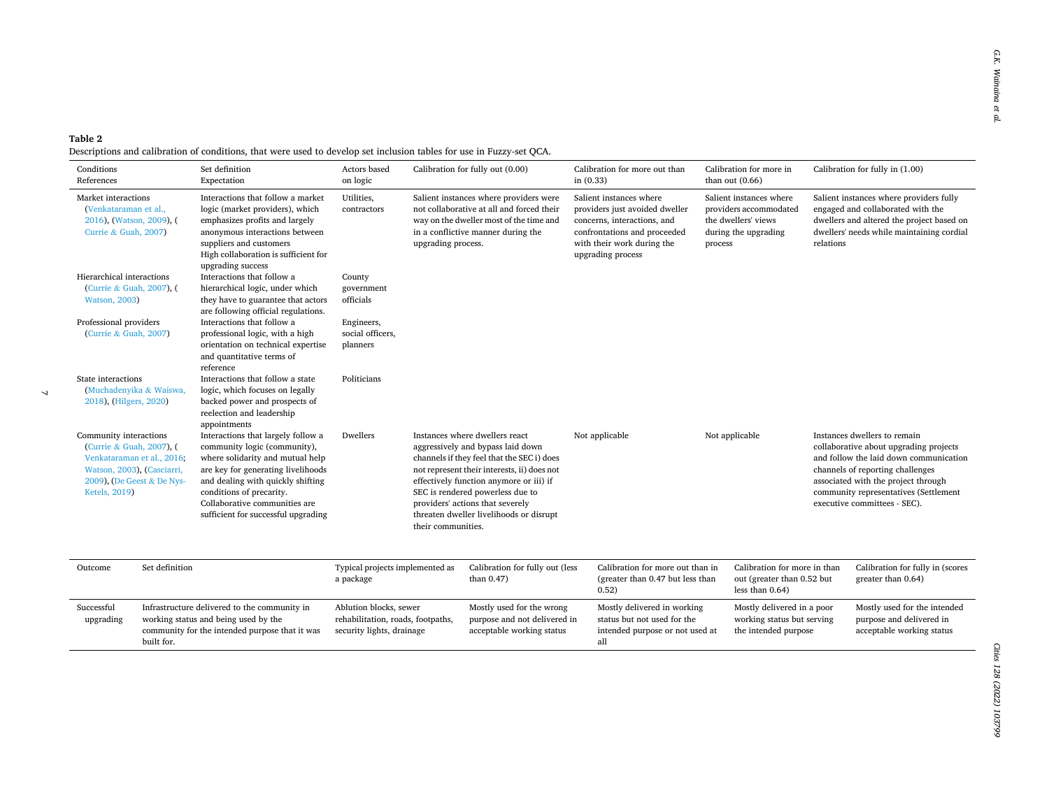**Table 2**

Descriptions and calibration of conditions, that were used to develop set inclusion tables for use in Fuzzy-set QCA.

| Conditions References | Set definition Expectation | Actors based on logic | Calibration for fully out (0.00) | Calibration for more out than in (0.33) | Calibration for more in than out (0.66) | Calibration for fully in (1.00) |
|---|---|---|---|---|---|---|
| Market interactions (Venkataraman et al., 2016), (Watson, 2009), (Currie & Guah, 2007) | Interactions that follow a market logic (market providers), which emphasizes profits and largely anonymous interactions between suppliers and customers High collaboration is sufficient for upgrading success | Utilities, contractors | Salient instances where providers were not collaborative at all and forced their way on the dweller most of the time and in a conflictive manner during the upgrading process. | Salient instances where providers just avoided dweller concerns, interactions, and confrontations and proceeded with their work during the upgrading process | Salient instances where providers accommodated the dwellers' views during the upgrading process | Salient instances where providers fully engaged and collaborated with the dwellers and altered the project based on dwellers' needs while maintaining cordial relations |
| Hierarchical interactions (Currie & Guah, 2007), (Watson, 2003) | Interactions that follow a hierarchical logic, under which they have to guarantee that actors are following official regulations. | County government officials | | | | |
| Professional providers (Currie & Guah, 2007) | Interactions that follow a professional logic, with a high orientation on technical expertise and quantitative terms of reference | Engineers, social officers, planners | | | | |
| State interactions (Muchadenyika & Waiswa, 2018), (Hilgers, 2020) | Interactions that follow a state logic, which focuses on legally backed power and prospects of reelection and leadership appointments | Politicians | | | | |
| Community interactions (Currie & Guah, 2007), (Venkataraman et al., 2016; Watson, 2003), (Casciarri, 2009), (De Geest & De Nys-Ketels, 2019) | Interactions that largely follow a community logic (community), where solidarity and mutual help are key for generating livelihoods and dealing with quickly shifting conditions of precarity. Collaborative communities are sufficient for successful upgrading | Dwellers | Instances where dwellers react aggressively and bypass laid down channels if they feel that the SEC i) does not represent their interests, ii) does not effectively function anymore or iii) if SEC is rendered powerless due to providers' actions that severely threaten dweller livelihoods or disrupt their communities. | Not applicable | Not applicable | Instances dwellers to remain collaborative about upgrading projects and follow the laid down communication channels of reporting challenges associated with the project through community representatives (Settlement executive committees - SEC). |

| Outcome | Set definition | Typical projects implemented as a package | Calibration for fully out (less than 0.47) | Calibration for more out than in (greater than 0.47 but less than 0.52) | Calibration for more in than out (greater than 0.52 but less than 0.64) | Calibration for fully in (scores greater than 0.64) |
|---|---|---|---|---|---|---|
| Successful upgrading | Infrastructure delivered to the community in working status and being used by the community for the intended purpose that it was built for. | Ablution blocks, sewer rehabilitation, roads, footpaths, security lights, drainage | Mostly used for the wrong purpose and not delivered in acceptable working status | Mostly delivered in working status but not used for the intended purpose or not used at all | Mostly delivered in a poor working status but serving the intended purpose | Mostly used for the intended purpose and delivered in acceptable working status |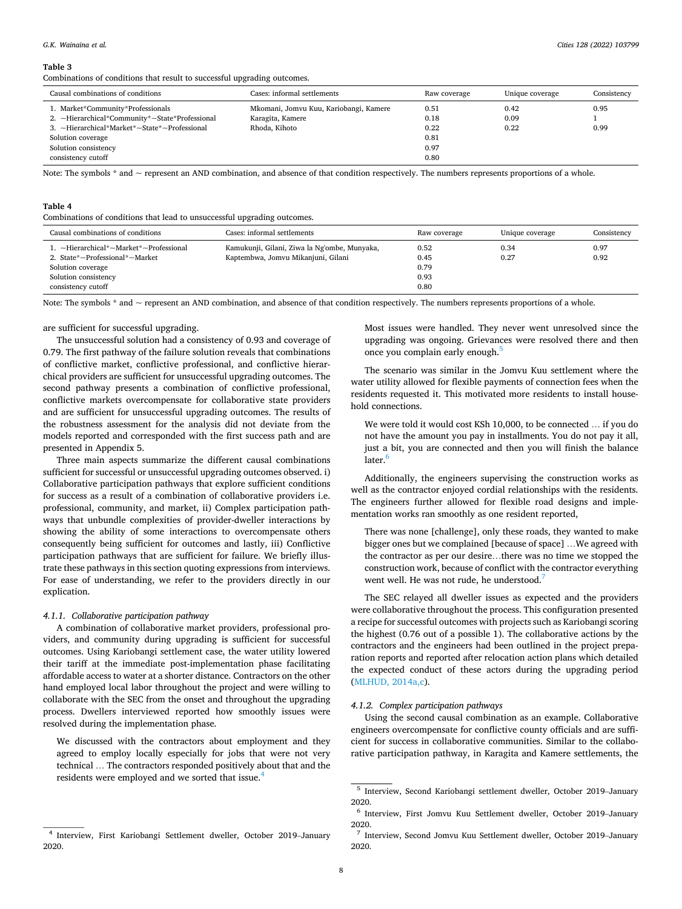**Table 3**
Combinations of conditions that result to successful upgrading outcomes.

| Causal combinations of conditions | Cases: informal settlements | Raw coverage | Unique coverage | Consistency |
|---|---|---|---|---|
| 1. Market*Community*Professionals | Mkomani, Jomvu Kuu, Kariobangi, Kamere | 0.51 | 0.42 | 0.95 |
| 2. ~Hierarchical*Community*~State*Professional | Karagita, Kamere | 0.18 | 0.09 | 1 |
| 3. ~Hierarchical*Market*~State*~Professional | Rhoda, Kihoto | 0.22 | 0.22 | 0.99 |
| Solution coverage | | 0.81 | | |
| Solution consistency | | 0.97 | | |
| consistency cutoff | | 0.80 | | |

Note: The symbols * and ~ represent an AND combination, and absence of that condition respectively. The numbers represents proportions of a whole.

**Table 4**
Combinations of conditions that lead to unsuccessful upgrading outcomes.

| Causal combinations of conditions | Cases: informal settlements | Raw coverage | Unique coverage | Consistency |
|---|---|---|---|---|
| 1. ~Hierarchical*~Market*~Professional | Kamukunji, Gilani, Ziwa la Ng'ombe, Munyaka, | 0.52 | 0.34 | 0.97 |
| 2. State*~Professional*~Market | Kaptembwa, Jomvu Mikanjuni, Gilani | 0.45 | 0.27 | 0.92 |
| Solution coverage | | 0.79 | | |
| Solution consistency | | 0.93 | | |
| consistency cutoff | | 0.80 | | |

Note: The symbols * and ~ represent an AND combination, and absence of that condition respectively. The numbers represents proportions of a whole.

are sufficient for successful upgrading.

The unsuccessful solution had a consistency of 0.93 and coverage of 0.79. The first pathway of the failure solution reveals that combinations of conflictive market, conflictive professional, and conflictive hierarchical providers are sufficient for unsuccessful upgrading outcomes. The second pathway presents a combination of conflictive professional, conflictive markets overcompensate for collaborative state providers and are sufficient for unsuccessful upgrading outcomes. The results of the robustness assessment for the analysis did not deviate from the models reported and corresponded with the first success path and are presented in Appendix 5.

Three main aspects summarize the different causal combinations sufficient for successful or unsuccessful upgrading outcomes observed. i) Collaborative participation pathways that explore sufficient conditions for success as a result of a combination of collaborative providers i.e. professional, community, and market, ii) Complex participation pathways that unbundle complexities of provider-dweller interactions by showing the ability of some interactions to overcompensate others consequently being sufficient for outcomes and lastly, iii) Conflictive participation pathways that are sufficient for failure. We briefly illustrate these pathways in this section quoting expressions from interviews. For ease of understanding, we refer to the providers directly in our explication.

#### 4.1.1. Collaborative participation pathway

A combination of collaborative market providers, professional providers, and community during upgrading is sufficient for successful outcomes. Using Kariobangi settlement case, the water utility lowered their tariff at the immediate post-implementation phase facilitating affordable access to water at a shorter distance. Contractors on the other hand employed local labor throughout the project and were willing to collaborate with the SEC from the onset and throughout the upgrading process. Dwellers interviewed reported how smoothly issues were resolved during the implementation phase.

> We discussed with the contractors about employment and they agreed to employ locally especially for jobs that were not very technical … The contractors responded positively about that and the residents were employed and we sorted that issue.[4]

> Most issues were handled. They never went unresolved since the upgrading was ongoing. Grievances were resolved there and then once you complain early enough.[5]

The scenario was similar in the Jomvu Kuu settlement where the water utility allowed for flexible payments of connection fees when the residents requested it. This motivated more residents to install household connections.

> We were told it would cost KSh 10,000, to be connected … if you do not have the amount you pay in installments. You do not pay it all, just a bit, you are connected and then you will finish the balance later.[6]

Additionally, the engineers supervising the construction works as well as the contractor enjoyed cordial relationships with the residents. The engineers further allowed for flexible road designs and implementation works ran smoothly as one resident reported,

> There was none [challenge], only these roads, they wanted to make bigger ones but we complained [because of space] …We agreed with the contractor as per our desire…there was no time we stopped the construction work, because of conflict with the contractor everything went well. He was not rude, he understood.[7]

The SEC relayed all dweller issues as expected and the providers were collaborative throughout the process. This configuration presented a recipe for successful outcomes with projects such as Kariobangi scoring the highest (0.76 out of a possible 1). The collaborative actions by the contractors and the engineers had been outlined in the project preparation reports and reported after relocation action plans which detailed the expected conduct of these actors during the upgrading period (MLHUD, 2014a,c).

#### 4.1.2. Complex participation pathways

Using the second causal combination as an example. Collaborative engineers overcompensate for conflictive county officials and are sufficient for success in collaborative communities. Similar to the collaborative participation pathway, in Karagita and Kamere settlements, the

---

[4] Interview, First Kariobangi Settlement dweller, October 2019–January 2020.

[5] Interview, Second Kariobangi settlement dweller, October 2019–January 2020.

[6] Interview, First Jomvu Kuu Settlement dweller, October 2019–January 2020.

[7] Interview, Second Jomvu Kuu Settlement dweller, October 2019–January 2020.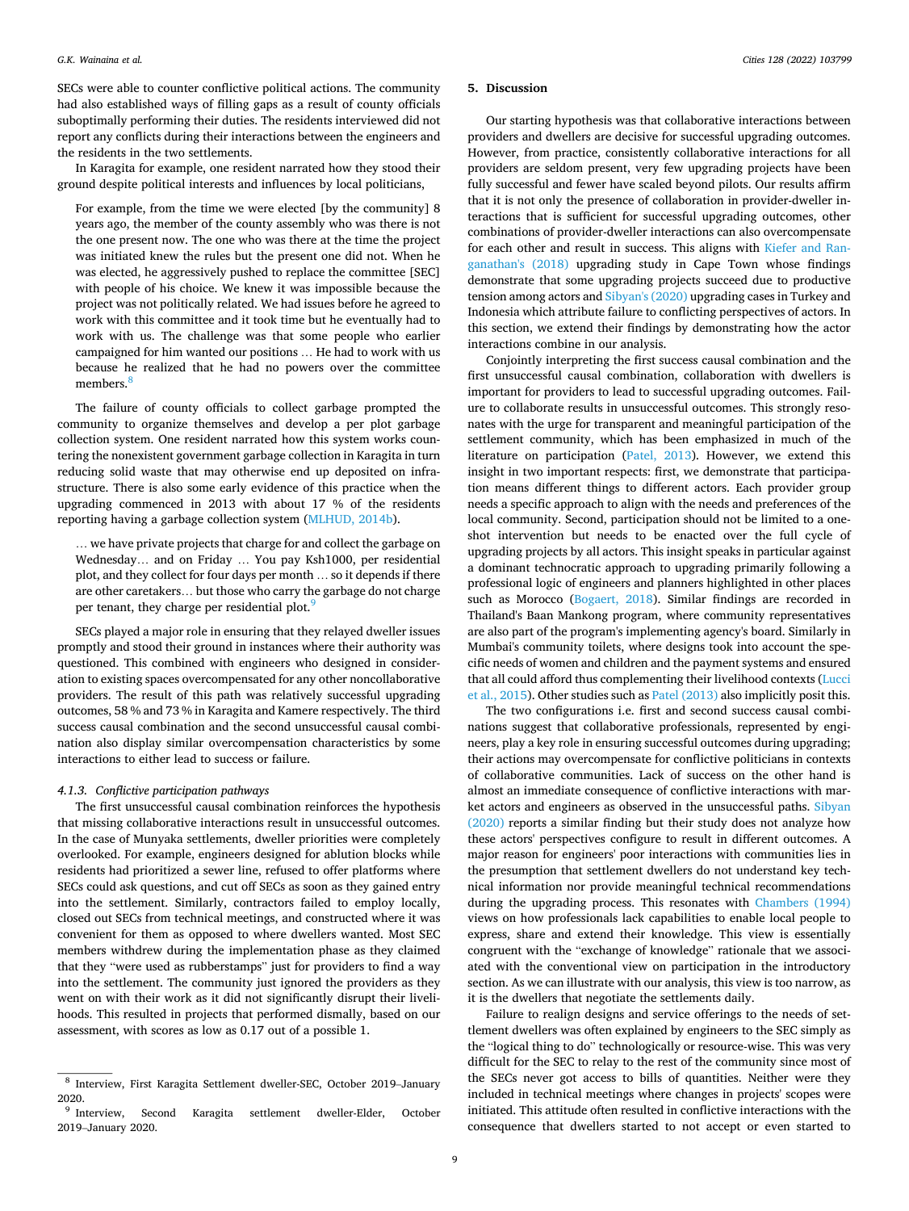SECs were able to counter conflictive political actions. The community had also established ways of filling gaps as a result of county officials suboptimally performing their duties. The residents interviewed did not report any conflicts during their interactions between the engineers and the residents in the two settlements.

In Karagita for example, one resident narrated how they stood their ground despite political interests and influences by local politicians,

> For example, from the time we were elected [by the community] 8 years ago, the member of the county assembly who was there is not the one present now. The one who was there at the time the project was initiated knew the rules but the present one did not. When he was elected, he aggressively pushed to replace the committee [SEC] with people of his choice. We knew it was impossible because the project was not politically related. We had issues before he agreed to work with this committee and it took time but he eventually had to work with us. The challenge was that some people who earlier campaigned for him wanted our positions … He had to work with us because he realized that he had no powers over the committee members.[8]

The failure of county officials to collect garbage prompted the community to organize themselves and develop a per plot garbage collection system. One resident narrated how this system works countering the nonexistent government garbage collection in Karagita in turn reducing solid waste that may otherwise end up deposited on infrastructure. There is also some early evidence of this practice when the upgrading commenced in 2013 with about 17 % of the residents reporting having a garbage collection system (MLHUD, 2014b).

> … we have private projects that charge for and collect the garbage on Wednesday… and on Friday … You pay Ksh1000, per residential plot, and they collect for four days per month … so it depends if there are other caretakers… but those who carry the garbage do not charge per tenant, they charge per residential plot.[9]

SECs played a major role in ensuring that they relayed dweller issues promptly and stood their ground in instances where their authority was questioned. This combined with engineers who designed in consideration to existing spaces overcompensated for any other noncollaborative providers. The result of this path was relatively successful upgrading outcomes, 58 % and 73 % in Karagita and Kamere respectively. The third success causal combination and the second unsuccessful causal combination also display similar overcompensation characteristics by some interactions to either lead to success or failure.

#### 4.1.3. Conflictive participation pathways

The first unsuccessful causal combination reinforces the hypothesis that missing collaborative interactions result in unsuccessful outcomes. In the case of Munyaka settlements, dweller priorities were completely overlooked. For example, engineers designed for ablution blocks while residents had prioritized a sewer line, refused to offer platforms where SECs could ask questions, and cut off SECs as soon as they gained entry into the settlement. Similarly, contractors failed to employ locally, closed out SECs from technical meetings, and constructed where it was convenient for them as opposed to where dwellers wanted. Most SEC members withdrew during the implementation phase as they claimed that they "were used as rubberstamps" just for providers to find a way into the settlement. The community just ignored the providers as they went on with their work as it did not significantly disrupt their livelihoods. This resulted in projects that performed dismally, based on our assessment, with scores as low as 0.17 out of a possible 1.

## 5. Discussion

Our starting hypothesis was that collaborative interactions between providers and dwellers are decisive for successful upgrading outcomes. However, from practice, consistently collaborative interactions for all providers are seldom present, very few upgrading projects have been fully successful and fewer have scaled beyond pilots. Our results affirm that it is not only the presence of collaboration in provider-dweller interactions that is sufficient for successful upgrading outcomes, other combinations of provider-dweller interactions can also overcompensate for each other and result in success. This aligns with Kiefer and Ranganathan's (2018) upgrading study in Cape Town whose findings demonstrate that some upgrading projects succeed due to productive tension among actors and Sibyan's (2020) upgrading cases in Turkey and Indonesia which attribute failure to conflicting perspectives of actors. In this section, we extend their findings by demonstrating how the actor interactions combine in our analysis.

Conjointly interpreting the first success causal combination and the first unsuccessful causal combination, collaboration with dwellers is important for providers to lead to successful upgrading outcomes. Failure to collaborate results in unsuccessful outcomes. This strongly resonates with the urge for transparent and meaningful participation of the settlement community, which has been emphasized in much of the literature on participation (Patel, 2013). However, we extend this insight in two important respects: first, we demonstrate that participation means different things to different actors. Each provider group needs a specific approach to align with the needs and preferences of the local community. Second, participation should not be limited to a one-shot intervention but needs to be enacted over the full cycle of upgrading projects by all actors. This insight speaks in particular against a dominant technocratic approach to upgrading primarily following a professional logic of engineers and planners highlighted in other places such as Morocco (Bogaert, 2018). Similar findings are recorded in Thailand's Baan Mankong program, where community representatives are also part of the program's implementing agency's board. Similarly in Mumbai's community toilets, where designs took into account the specific needs of women and children and the payment systems and ensured that all could afford thus complementing their livelihood contexts (Lucci et al., 2015). Other studies such as Patel (2013) also implicitly posit this.

The two configurations i.e. first and second success causal combinations suggest that collaborative professionals, represented by engineers, play a key role in ensuring successful outcomes during upgrading; their actions may overcompensate for conflictive politicians in contexts of collaborative communities. Lack of success on the other hand is almost an immediate consequence of conflictive interactions with market actors and engineers as observed in the unsuccessful paths. Sibyan (2020) reports a similar finding but their study does not analyze how these actors' perspectives configure to result in different outcomes. A major reason for engineers' poor interactions with communities lies in the presumption that settlement dwellers do not understand key technical information nor provide meaningful technical recommendations during the upgrading process. This resonates with Chambers (1994) views on how professionals lack capabilities to enable local people to express, share and extend their knowledge. This view is essentially congruent with the "exchange of knowledge" rationale that we associated with the conventional view on participation in the introductory section. As we can illustrate with our analysis, this view is too narrow, as it is the dwellers that negotiate the settlements daily.

Failure to realign designs and service offerings to the needs of settlement dwellers was often explained by engineers to the SEC simply as the "logical thing to do" technologically or resource-wise. This was very difficult for the SEC to relay to the rest of the community since most of the SECs never got access to bills of quantities. Neither were they included in technical meetings where changes in projects' scopes were initiated. This attitude often resulted in conflictive interactions with the consequence that dwellers started to not accept or even started to

---

[8] Interview, First Karagita Settlement dweller-SEC, October 2019–January 2020.

[9] Interview, Second Karagita settlement dweller-Elder, October 2019–January 2020.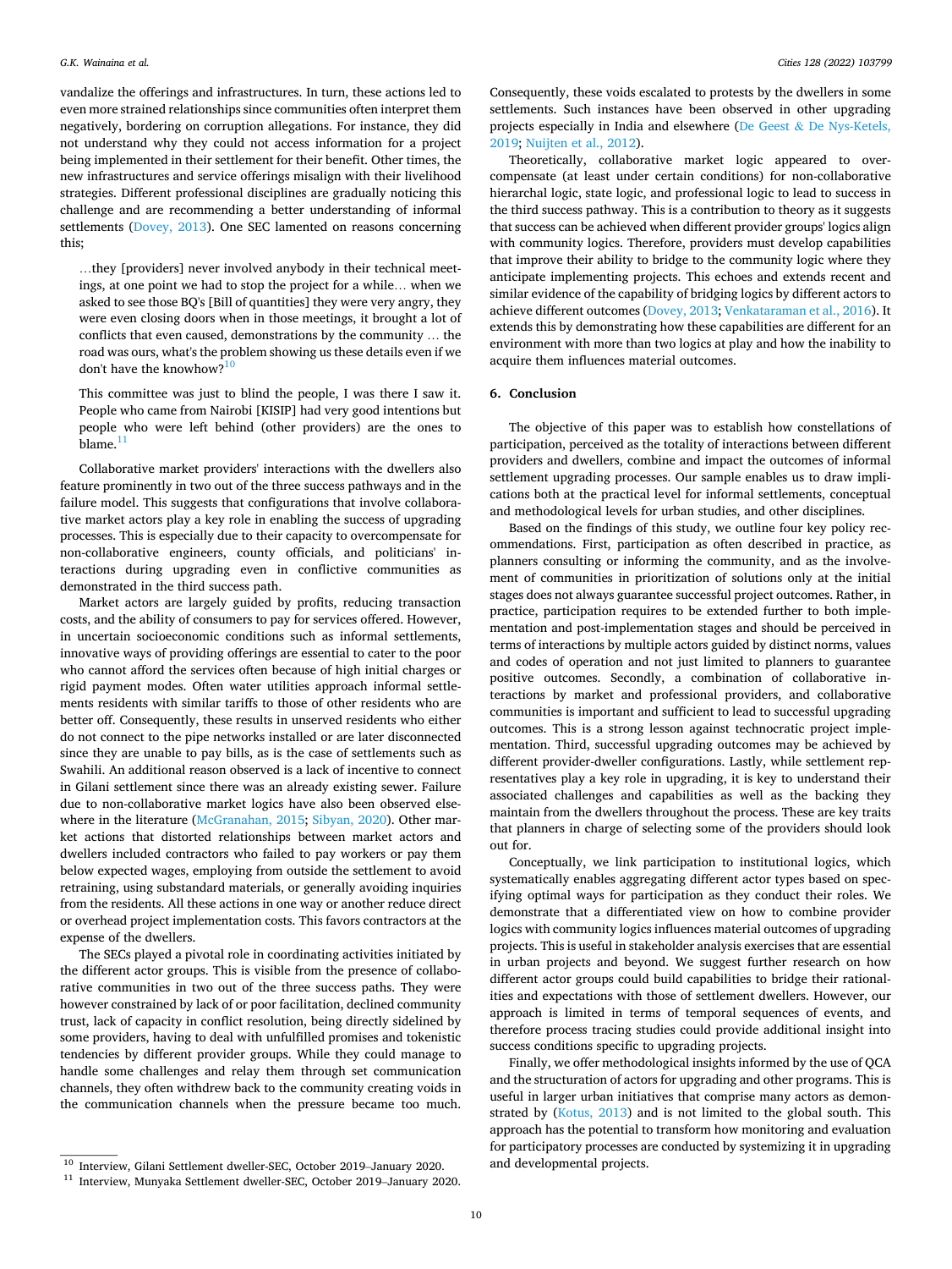vandalize the offerings and infrastructures. In turn, these actions led to even more strained relationships since communities often interpret them negatively, bordering on corruption allegations. For instance, they did not understand why they could not access information for a project being implemented in their settlement for their benefit. Other times, the new infrastructures and service offerings misalign with their livelihood strategies. Different professional disciplines are gradually noticing this challenge and are recommending a better understanding of informal settlements (Dovey, 2013). One SEC lamented on reasons concerning this;

> …they [providers] never involved anybody in their technical meetings, at one point we had to stop the project for a while… when we asked to see those BQ's [Bill of quantities] they were very angry, they were even closing doors when in those meetings, it brought a lot of conflicts that even caused, demonstrations by the community … the road was ours, what's the problem showing us these details even if we don't have the knowhow?[10]

> This committee was just to blind the people, I was there I saw it. People who came from Nairobi [KISIP] had very good intentions but people who were left behind (other providers) are the ones to blame.[11]

Collaborative market providers' interactions with the dwellers also feature prominently in two out of the three success pathways and in the failure model. This suggests that configurations that involve collaborative market actors play a key role in enabling the success of upgrading processes. This is especially due to their capacity to overcompensate for non-collaborative engineers, county officials, and politicians' interactions during upgrading even in conflictive communities as demonstrated in the third success path.

Market actors are largely guided by profits, reducing transaction costs, and the ability of consumers to pay for services offered. However, in uncertain socioeconomic conditions such as informal settlements, innovative ways of providing offerings are essential to cater to the poor who cannot afford the services often because of high initial charges or rigid payment modes. Often water utilities approach informal settlements residents with similar tariffs to those of other residents who are better off. Consequently, these results in unserved residents who either do not connect to the pipe networks installed or are later disconnected since they are unable to pay bills, as is the case of settlements such as Swahili. An additional reason observed is a lack of incentive to connect in Gilani settlement since there was an already existing sewer. Failure due to non-collaborative market logics have also been observed elsewhere in the literature (McGranahan, 2015; Sibyan, 2020). Other market actions that distorted relationships between market actors and dwellers included contractors who failed to pay workers or pay them below expected wages, employing from outside the settlement to avoid retraining, using substandard materials, or generally avoiding inquiries from the residents. All these actions in one way or another reduce direct or overhead project implementation costs. This favors contractors at the expense of the dwellers.

The SECs played a pivotal role in coordinating activities initiated by the different actor groups. This is visible from the presence of collaborative communities in two out of the three success paths. They were however constrained by lack of or poor facilitation, declined community trust, lack of capacity in conflict resolution, being directly sidelined by some providers, having to deal with unfulfilled promises and tokenistic tendencies by different provider groups. While they could manage to handle some challenges and relay them through set communication channels, they often withdrew back to the community creating voids in the communication channels when the pressure became too much. Consequently, these voids escalated to protests by the dwellers in some settlements. Such instances have been observed in other upgrading projects especially in India and elsewhere (De Geest & De Nys-Ketels, 2019; Nuijten et al., 2012).

Theoretically, collaborative market logic appeared to overcompensate (at least under certain conditions) for non-collaborative hierarchal logic, state logic, and professional logic to lead to success in the third success pathway. This is a contribution to theory as it suggests that success can be achieved when different provider groups' logics align with community logics. Therefore, providers must develop capabilities that improve their ability to bridge to the community logic where they anticipate implementing projects. This echoes and extends recent and similar evidence of the capability of bridging logics by different actors to achieve different outcomes (Dovey, 2013; Venkataraman et al., 2016). It extends this by demonstrating how these capabilities are different for an environment with more than two logics at play and how the inability to acquire them influences material outcomes.

## 6. Conclusion

The objective of this paper was to establish how constellations of participation, perceived as the totality of interactions between different providers and dwellers, combine and impact the outcomes of informal settlement upgrading processes. Our sample enables us to draw implications both at the practical level for informal settlements, conceptual and methodological levels for urban studies, and other disciplines.

Based on the findings of this study, we outline four key policy recommendations. First, participation as often described in practice, as planners consulting or informing the community, and as the involvement of communities in prioritization of solutions only at the initial stages does not always guarantee successful project outcomes. Rather, in practice, participation requires to be extended further to both implementation and post-implementation stages and should be perceived in terms of interactions by multiple actors guided by distinct norms, values and codes of operation and not just limited to planners to guarantee positive outcomes. Secondly, a combination of collaborative interactions by market and professional providers, and collaborative communities is important and sufficient to lead to successful upgrading outcomes. This is a strong lesson against technocratic project implementation. Third, successful upgrading outcomes may be achieved by different provider-dweller configurations. Lastly, while settlement representatives play a key role in upgrading, it is key to understand their associated challenges and capabilities as well as the backing they maintain from the dwellers throughout the process. These are key traits that planners in charge of selecting some of the providers should look out for.

Conceptually, we link participation to institutional logics, which systematically enables aggregating different actor types based on specifying optimal ways for participation as they conduct their roles. We demonstrate that a differentiated view on how to combine provider logics with community logics influences material outcomes of upgrading projects. This is useful in stakeholder analysis exercises that are essential in urban projects and beyond. We suggest further research on how different actor groups could build capabilities to bridge their rationalities and expectations with those of settlement dwellers. However, our approach is limited in terms of temporal sequences of events, and therefore process tracing studies could provide additional insight into success conditions specific to upgrading projects.

Finally, we offer methodological insights informed by the use of QCA and the structuration of actors for upgrading and other programs. This is useful in larger urban initiatives that comprise many actors as demonstrated by (Kotus, 2013) and is not limited to the global south. This approach has the potential to transform how monitoring and evaluation for participatory processes are conducted by systemizing it in upgrading and developmental projects.

---

[10] Interview, Gilani Settlement dweller-SEC, October 2019–January 2020.

[11] Interview, Munyaka Settlement dweller-SEC, October 2019–January 2020.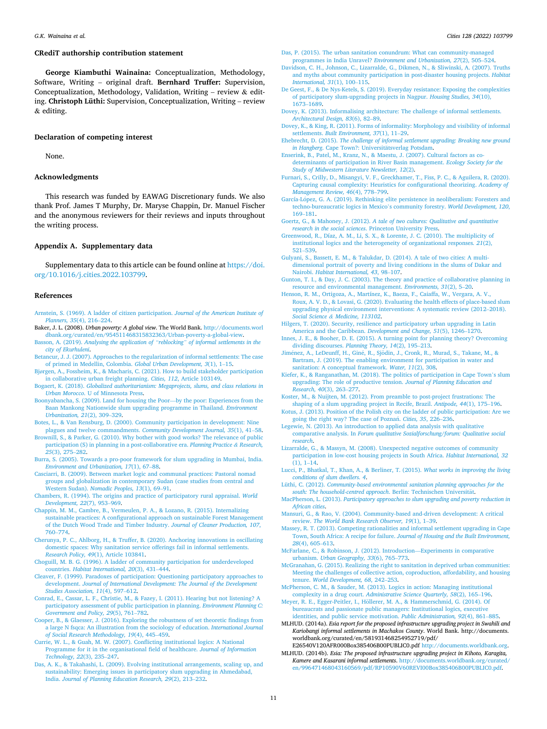## CRediT authorship contribution statement

**George Kiambuthi Wainaina:** Conceptualization, Methodology, Software, Writing – original draft. **Bernhard Truffer:** Supervision, Conceptualization, Methodology, Validation, Writing – review & editing. **Christoph Lüthi:** Supervision, Conceptualization, Writing – review & editing.

## Declaration of competing interest

None.

## Acknowledgments

This research was funded by EAWAG Discretionary funds. We also thank Prof. James T Murphy, Dr. Maryse Chappin, Dr. Manuel Fischer and the anonymous reviewers for their reviews and inputs throughout the writing process.

## Appendix A. Supplementary data

Supplementary data to this article can be found online at https://doi.org/10.1016/j.cities.2022.103799.

## References

Arnstein, S. (1969). A ladder of citizen participation. *Journal of the American Institute of Planners, 35*(4), 216–224.

Baker, J. L. (2008). *Urban poverty: A global view*. The World Bank. http://documents.worldbank.org/curated/en/954511468315832363/Urban-poverty-a-global-view.

Basson, A. (2019). *Analysing the application of "reblocking" of informal settlements in the city of Ekurhuleni*.

Betancur, J. J. (2007). Approaches to the regularization of informal settlements: The case of primed in Medellin, Colombia. *Global Urban Development, 3*(1), 1–15.

Bjørgen, A., Fossheim, K., & Macharis, C. (2021). How to build stakeholder participation in collaborative urban freight planning. *Cities, 112*, Article 103149.

Bogaert, K. (2018). *Globalized authoritarianism: Megaprojects, slums, and class relations in Urban Morocco*. U of Minnesota Press.

Boonyabancha, S. (2009). Land for housing the Poor—by the poor: Experiences from the Baan Mankong Nationwide slum upgrading programme in Thailand. *Environment Urbanization, 21*(2), 309–329.

Botes, L., & Van Rensburg, D. (2000). Community participation in development: Nine plagues and twelve commandments. *Community Development Journal, 35*(1), 41–58.

Brownill, S., & Parker, G. (2010). Why bother with good works? The relevance of public participation (S) in planning in a post-collaborative era. *Planning Practice & Research, 25*(3), 275–282.

Burra, S. (2005). Towards a pro-poor framework for slum upgrading in Mumbai, India. *Environment and Urbanization, 17*(1), 67–88.

Casciarri, B. (2009). Between market logic and communal practices: Pastoral nomad groups and globalization in contemporary Sudan (case studies from central and Western Sudan). *Nomadic Peoples, 13*(1), 69–91.

Chambers, R. (1994). The origins and practice of participatory rural appraisal. *World Development, 22*(7), 953–969.

Chappin, M. M., Cambre, B., Vermeulen, P. A., & Lozano, R. (2015). Internalizing sustainable practices: A configurational approach on sustainable Forest Management of the Dutch Wood Trade and Timber Industry. *Journal of Cleaner Production, 107*, 760–774.

Cherunya, P. C., Ahlborg, H., & Truffer, B. (2020). Anchoring innovations in oscillating domestic spaces: Why sanitation service offerings fail in informal settlements. *Research Policy, 49*(1), Article 103841.

Choguill, M. B. G. (1996). A ladder of community participation for underdeveloped countries. *Habitat International, 20*(3), 431–444.

Cleaver, F. (1999). Paradoxes of participation: Questioning participatory approaches to development. *Journal of International Development: The Journal of the Development Studies Association, 11*(4), 597–612.

Conrad, E., Cassar, L. F., Christie, M., & Fazey, I. (2011). Hearing but not listening? A participatory assessment of public participation in planning. *Environment Planning C: Government and Policy, 29*(5), 761–782.

Cooper, B., & Glaesser, J. (2016). Exploring the robustness of set theoretic findings from a large N fsqca: An illustration from the sociology of education. *International Journal of Social Research Methodology, 19*(4), 445–459.

Currie, W. L., & Guah, M. W. (2007). Conflicting institutional logics: A National Programme for it in the organisational field of healthcare. *Journal of Information Technology, 22*(3), 235–247.

Das, A. K., & Takahashi, L. (2009). Evolving institutional arrangements, scaling up, and sustainability: Emerging issues in participatory slum upgrading in Ahmedabad, India. *Journal of Planning Education Research, 29*(2), 213–232.

Das, P. (2015). The urban sanitation conundrum: What can community-managed programmes in India Unravel? *Environment and Urbanization, 27*(2), 505–524.

Davidson, C. H., Johnson, C., Lizarralde, G., Dikmen, N., & Sliwinski, A. (2007). Truths and myths about community participation in post-disaster housing projects. *Habitat International, 31*(1), 100–115.

De Geest, F., & De Nys-Ketels, S. (2019). Everyday resistance: Exposing the complexities of participatory slum-upgrading projects in Nagpur. *Housing Studies, 34*(10), 1673–1689.

Dovey, K. (2013). Informalising architecture: The challenge of informal settlements. *Architectural Design, 83*(6), 82–89.

Dovey, K., & King, R. (2011). Forms of informality: Morphology and visibility of informal settlements. *Built Environment, 37*(1), 11–29.

Ehebrecht, D. (2015). *The challenge of informal settlement upgrading: Breaking new ground in Hangberg*. Cape Town?: Universitätsverlag Potsdam.

Enserink, B., Patel, M., Kranz, N., & Maestu, J. (2007). Cultural factors as co-determinants of participation in River Basin management. *Ecology Society for the Study of Midwestern Literature Newsletter, 12*(2).

Furnari, S., Crilly, D., Misangyi, V. F., Greckhamer, T., Fiss, P. C., & Aguilera, R. (2020). Capturing causal complexity: Heuristics for configurational theorizing. *Academy of Management Review, 46*(4), 778–799.

García-López, G. A. (2019). Rethinking elite persistence in neoliberalism: Foresters and techno-bureaucratic logics in Mexico's community forestry. *World Development, 120*, 169–181.

Goertz, G., & Mahoney, J. (2012). *A tale of two cultures: Qualitative and quantitative research in the social sciences*. Princeton University Press.

Greenwood, R., Díaz, A. M., Li, S. X., & Lorente, J. C. (2010). The multiplicity of institutional logics and the heterogeneity of organizational responses. *21*(2), 521–539.

Gulyani, S., Bassett, E. M., & Talukdar, D. (2014). A tale of two cities: A multi-dimensional portrait of poverty and living conditions in the slums of Dakar and Nairobi. *Habitat International, 43*, 98–107.

Gunton, T. I., & Day, J. C. (2003). The theory and practice of collaborative planning in resource and environmental management. *Environments, 31*(2), 5–20.

Henson, R. M., Ortigoza, A., Martínez, K., Baeza, F., Caiaffa, W., Vergara, A. V., Roux, A. V. D., & Lovasi, G. (2020). Evaluating the health effects of place-based slum upgrading physical environment interventions: A systematic review (2012–2018). *Social Science & Medicine, 113102*.

Hilgers, T. (2020). Security, resilience and participatory urban upgrading in Latin America and the Caribbean. *Development and Change, 51*(5), 1246–1270.

Innes, J. E., & Booher, D. E. (2015). A turning point for planning theory? Overcoming dividing discourses. *Planning Theory, 14*(2), 195–213.

Jiménez, A., LeDeunff, H., Giné, R., Sjödin, J., Cronk, R., Murad, S., Takane, M., & Bartram, J. (2019). The enabling environment for participation in water and sanitation: A conceptual framework. *Water, 11*(2), 308.

Kiefer, K., & Ranganathan, M. (2018). The politics of participation in Cape Town's slum upgrading: The role of productive tension. *Journal of Planning Education and Research, 40*(3), 263–277.

Koster, M., & Nuijten, M. (2012). From preamble to post-project frustrations: The shaping of a slum upgrading project in Recife, Brazil. *Antipode, 44*(1), 175–196.

Kotus, J. (2013). Position of the Polish city on the ladder of public participation: Are we going the right way? The case of Poznań. *Cities, 35*, 226–236.

Legewie, N. (2013). An introduction to applied data analysis with qualitative comparative analysis. In *Forum qualitative Sozialforschung/forum: Qualitative social research*.

Lizarralde, G., & Massyn, M. (2008). Unexpected negative outcomes of community participation in low-cost housing projects in South Africa. *Habitat International, 32*(1), 1–14.

Lucci, P., Bhatkal, T., Khan, A., & Berliner, T. (2015). *What works in improving the living conditions of slum dwellers. 4*.

Lüthi, C. (2012). *Community-based environmental sanitation planning approaches for the south: The household-centred approach*. Berlin: Technischen Universität.

MacPherson, L. (2013). *Participatory approaches to slum upgrading and poverty reduction in African cities*.

Mansuri, G., & Rao, V. (2004). Community-based and-driven development: A critical review. *The World Bank Research Observer, 19*(1), 1–39.

Massey, R. T. (2013). Competing rationalities and informal settlement upgrading in Cape Town, South Africa: A recipe for failure. *Journal of Housing and the Built Environment, 28*(4), 605–613.

McFarlane, C., & Robinson, J. (2012). Introduction—Experiments in comparative urbanism. *Urban Geography, 33*(6), 765–773.

McGranahan, G. (2015). Realizing the right to sanitation in deprived urban communities: Meeting the challenges of collective action, coproduction, affordability, and housing tenure. *World Development, 68*, 242–253.

McPherson, C. M., & Sauder, M. (2013). Logics in action: Managing institutional complexity in a drug court. *Administrative Science Quarterly, 58*(2), 165–196.

Meyer, R. E., Egger-Peitler, I., Höllerer, M. A., & Hammerschmid, G. (2014). Of bureaucrats and passionate public managers: Institutional logics, executive identities, and public service motivation. *Public Administration, 92*(4), 861–885.

MLHUD. (2014a). *Esia report for the proposed infrastructure upgrading project in Swahili and Kariobangi informal settlements in Machakos County*. World Bank. http://documents.worldbank.org/curated/en/581931468254952719/pdf/E26540V120AFR000Box385406B00PUBLIC0.pdf http://documents.worldbank.org.

MLHUD. (2014b). *Esia: The proposed infrastructure upgrading project in Kihoto, Karagita, Kamere and Kasarani informal settlements*. http://documents.worldbank.org/curated/en/996471468043160569/pdf/RP10590V60REVI00Box385406B00PUBLIC0.pdf.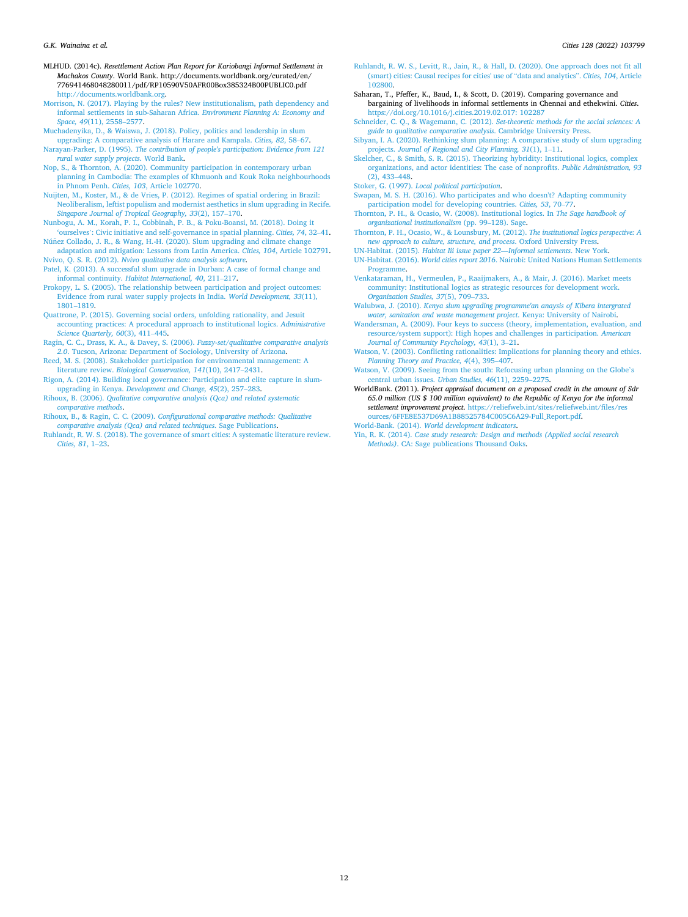MLHUD. (2014c). *Resettlement Action Plan Report for Kariobangi Informal Settlement in Machakos County*. World Bank. http://documents.worldbank.org/curated/en/776941468048280011/pdf/RP10590V50AFR00Box385324B00PUBLIC0.pdf http://documents.worldbank.org.

Morrison, N. (2017). Playing by the rules? New institutionalism, path dependency and informal settlements in sub-Saharan Africa. *Environment Planning A: Economy and Space, 49*(11), 2558–2577.

Muchadenyika, D., & Waiswa, J. (2018). Policy, politics and leadership in slum upgrading: A comparative analysis of Harare and Kampala. *Cities, 82*, 58–67.

Narayan-Parker, D. (1995). *The contribution of people's participation: Evidence from 121 rural water supply projects*. World Bank.

Nop, S., & Thornton, A. (2020). Community participation in contemporary urban planning in Cambodia: The examples of Khmuonh and Kouk Roka neighbourhoods in Phnom Penh. *Cities, 103*, Article 102770.

Nuijten, M., Koster, M., & de Vries, P. (2012). Regimes of spatial ordering in Brazil: Neoliberalism, leftist populism and modernist aesthetics in slum upgrading in Recife. *Singapore Journal of Tropical Geography, 33*(2), 157–170.

Nunbogu, A. M., Korah, P. I., Cobbinah, P. B., & Poku-Boansi, M. (2018). Doing it 'ourselves': Civic initiative and self-governance in spatial planning. *Cities, 74*, 32–41.

Núñez Collado, J. R., & Wang, H.-H. (2020). Slum upgrading and climate change adaptation and mitigation: Lessons from Latin America. *Cities, 104*, Article 102791.

Nvivo, Q. S. R. (2012). *Nvivo qualitative data analysis software*.

Patel, K. (2013). A successful slum upgrade in Durban: A case of formal change and informal continuity. *Habitat International, 40*, 211–217.

Prokopy, L. S. (2005). The relationship between participation and project outcomes: Evidence from rural water supply projects in India. *World Development, 33*(11), 1801–1819.

Quattrone, P. (2015). Governing social orders, unfolding rationality, and Jesuit accounting practices: A procedural approach to institutional logics. *Administrative Science Quarterly, 60*(3), 411–445.

Ragin, C. C., Drass, K. A., & Davey, S. (2006). *Fuzzy-set/qualitative comparative analysis 2.0*. Tucson, Arizona: Department of Sociology, University of Arizona.

Reed, M. S. (2008). Stakeholder participation for environmental management: A literature review. *Biological Conservation, 141*(10), 2417–2431.

Rigon, A. (2014). Building local governance: Participation and elite capture in slum-upgrading in Kenya. *Development and Change, 45*(2), 257–283.

Rihoux, B. (2006). *Qualitative comparative analysis (Qca) and related systematic comparative methods*.

Rihoux, B., & Ragin, C. C. (2009). *Configurational comparative methods: Qualitative comparative analysis (Qca) and related techniques*. Sage Publications.

Ruhlandt, R. W. S. (2018). The governance of smart cities: A systematic literature review. *Cities, 81*, 1–23.

Ruhlandt, R. W. S., Levitt, R., Jain, R., & Hall, D. (2020). One approach does not fit all (smart) cities: Causal recipes for cities' use of "data and analytics". *Cities, 104*, Article 102800.

Saharan, T., Pfeffer, K., Baud, I., & Scott, D. (2019). Comparing governance and bargaining of livelihoods in informal settlements in Chennai and ethekwini. *Cities*. https://doi.org/10.1016/j.cities.2019.02.017: 102287

Schneider, C. Q., & Wagemann, C. (2012). *Set-theoretic methods for the social sciences: A guide to qualitative comparative analysis*. Cambridge University Press.

Sibyan, I. A. (2020). Rethinking slum planning: A comparative study of slum upgrading projects. *Journal of Regional and City Planning, 31*(1), 1–11.

Skelcher, C., & Smith, S. R. (2015). Theorizing hybridity: Institutional logics, complex organizations, and actor identities: The case of nonprofits. *Public Administration, 93*(2), 433–448.

Stoker, G. (1997). *Local political participation*.

Swapan, M. S. H. (2016). Who participates and who doesn't? Adapting community participation model for developing countries. *Cities, 53*, 70–77.

Thornton, P. H., & Ocasio, W. (2008). Institutional logics. In *The Sage handbook of organizational institutionalism* (pp. 99–128). Sage.

Thornton, P. H., Ocasio, W., & Lounsbury, M. (2012). *The institutional logics perspective: A new approach to culture, structure, and process*. Oxford University Press.

UN-Habitat. (2015). *Habitat Iii issue paper 22—Informal settlements*. New York.

UN-Habitat. (2016). *World cities report 2016*. Nairobi: United Nations Human Settlements Programme.

Venkataraman, H., Vermeulen, P., Raaijmakers, A., & Mair, J. (2016). Market meets community: Institutional logics as strategic resources for development work. *Organization Studies, 37*(5), 709–733.

Walubwa, J. (2010). *Kenya slum upgrading programme'an anaysis of Kibera intergrated water, sanitation and waste management project*. Kenya: University of Nairobi.

Wandersman, A. (2009). Four keys to success (theory, implementation, evaluation, and resource/system support): High hopes and challenges in participation. *American Journal of Community Psychology, 43*(1), 3–21.

Watson, V. (2003). Conflicting rationalities: Implications for planning theory and ethics. *Planning Theory and Practice, 4*(4), 395–407.

Watson, V. (2009). Seeing from the south: Refocusing urban planning on the Globe's central urban issues. *Urban Studies, 46*(11), 2259–2275.

WorldBank. (2011). *Project appraisal document on a proposed credit in the amount of Sdr 65.0 million (US $ 100 million equivalent) to the Republic of Kenya for the informal settlement improvement project*. https://reliefweb.int/sites/reliefweb.int/files/resources/6FFE8E537D69A1B88525784C005C6A29-Full_Report.pdf.

World-Bank. (2014). *World development indicators*.

Yin, R. K. (2014). *Case study research: Design and methods (Applied social research Methods)*. CA: Sage publications Thousand Oaks.